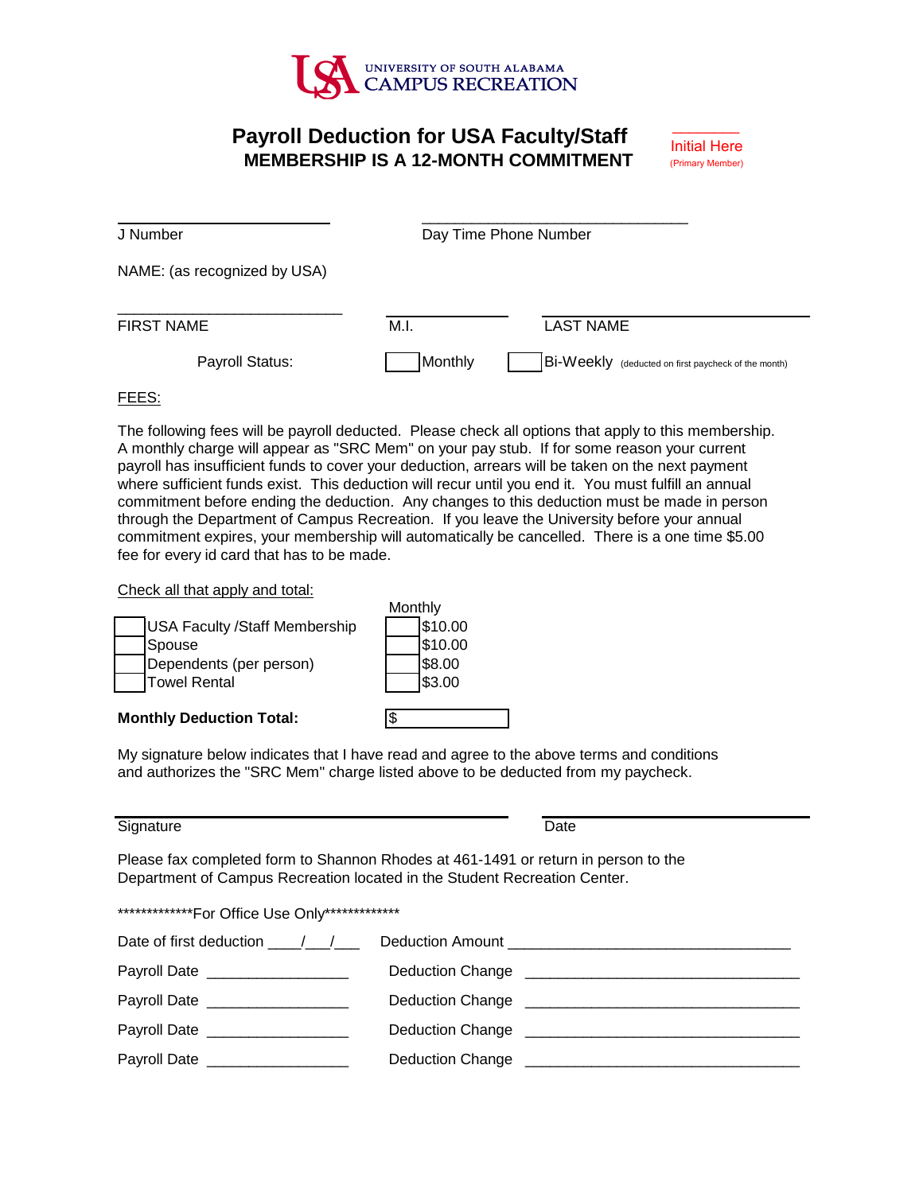UNIVERSITY OF SOUTH ALABAMA
CAMPUS RECREATION

# Payroll Deduction for USA Faculty/Staff

**MEMBERSHIP IS A 12-MONTH COMMITMENT**

________ Initial Here (Primary Member)

J Number ______________________ Day Time Phone Number ______________________

NAME: (as recognized by USA)

FIRST NAME ______________________ M.I. ________ LAST NAME ______________________

Payroll Status: ☐ Monthly ☐ Bi-Weekly (deducted on first paycheck of the month)

FEES:

The following fees will be payroll deducted. Please check all options that apply to this membership. A monthly charge will appear as "SRC Mem" on your pay stub. If for some reason your current payroll has insufficient funds to cover your deduction, arrears will be taken on the next payment where sufficient funds exist. This deduction will recur until you end it. You must fulfill an annual commitment before ending the deduction. Any changes to this deduction must be made in person through the Department of Campus Recreation. If you leave the University before your annual commitment expires, your membership will automatically be cancelled. There is a one time $5.00 fee for every id card that has to be made.

Check all that apply and total:

| | | | Monthly |
|---|---|---|---|
| ☐ | USA Faculty /Staff Membership | ☐ | $10.00 |
| ☐ | Spouse | ☐ | $10.00 |
| ☐ | Dependents (per person) | ☐ | $8.00 |
| ☐ | Towel Rental | ☐ | $3.00 |

**Monthly Deduction Total:** $ ________

My signature below indicates that I have read and agree to the above terms and conditions and authorizes the "SRC Mem" charge listed above to be deducted from my paycheck.

Signature ______________________ Date ______________________

Please fax completed form to Shannon Rhodes at 461-1491 or return in person to the Department of Campus Recreation located in the Student Recreation Center.

*************For Office Use Only*************

Date of first deduction ____/___/___ Deduction Amount ______________________

Payroll Date ________________ Deduction Change ______________________

Payroll Date ________________ Deduction Change ______________________

Payroll Date ________________ Deduction Change ______________________

Payroll Date ________________ Deduction Change ______________________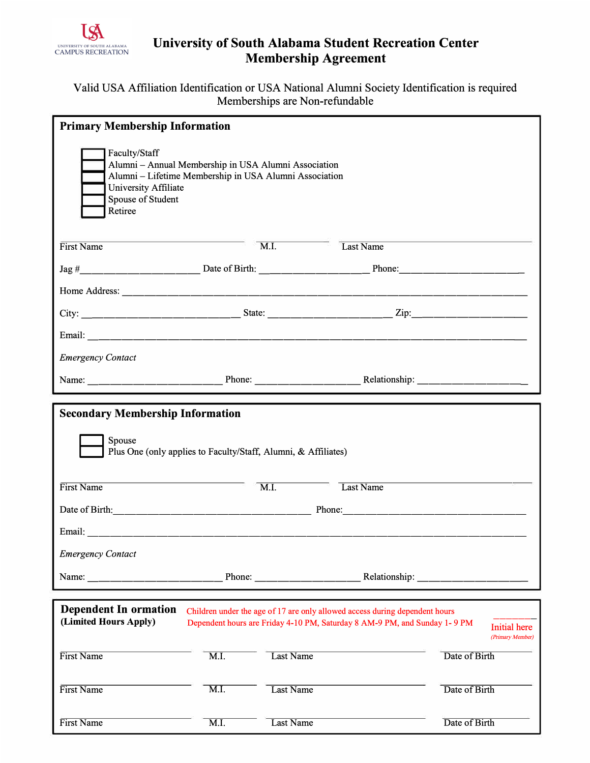USA UNIVERSITY OF SOUTH ALABAMA CAMPUS RECREATION

# University of South Alabama Student Recreation Center Membership Agreement

Valid USA Affiliation Identification or USA National Alumni Society Identification is required
Memberships are Non-refundable

## Primary Membership Information

- [ ] Faculty/Staff
- [ ] Alumni – Annual Membership in USA Alumni Association
- [ ] Alumni – Lifetime Membership in USA Alumni Association
- [ ] University Affiliate
- [ ] Spouse of Student
- [ ] Retiree

First Name ______________________ M.I. ________ Last Name ______________________

Jag #______________________ Date of Birth: ______________________ Phone:______________________

Home Address: ______________________________________________________________

City: ______________________ State: ______________________ Zip:______________________

Email: ______________________________________________________________

*Emergency Contact*

Name: ______________________ Phone: ______________________ Relationship: ______________________

## Secondary Membership Information

- [ ] Spouse
- [ ] Plus One (only applies to Faculty/Staff, Alumni, & Affiliates)

First Name ______________________ M.I. ________ Last Name ______________________

Date of Birth:______________________ Phone:______________________

Email: ______________________________________________________________

*Emergency Contact*

Name: ______________________ Phone: ______________________ Relationship: ______________________

## Dependent In ormation (Limited Hours Apply)

Children under the age of 17 are only allowed access during dependent hours
Dependent hours are Friday 4-10 PM, Saturday 8 AM-9 PM, and Sunday 1- 9 PM

________ Initial here *(Primary Member)*

| First Name | M.I. | Last Name | Date of Birth |
|---|---|---|---|
| | | | |
| | | | |
| | | | |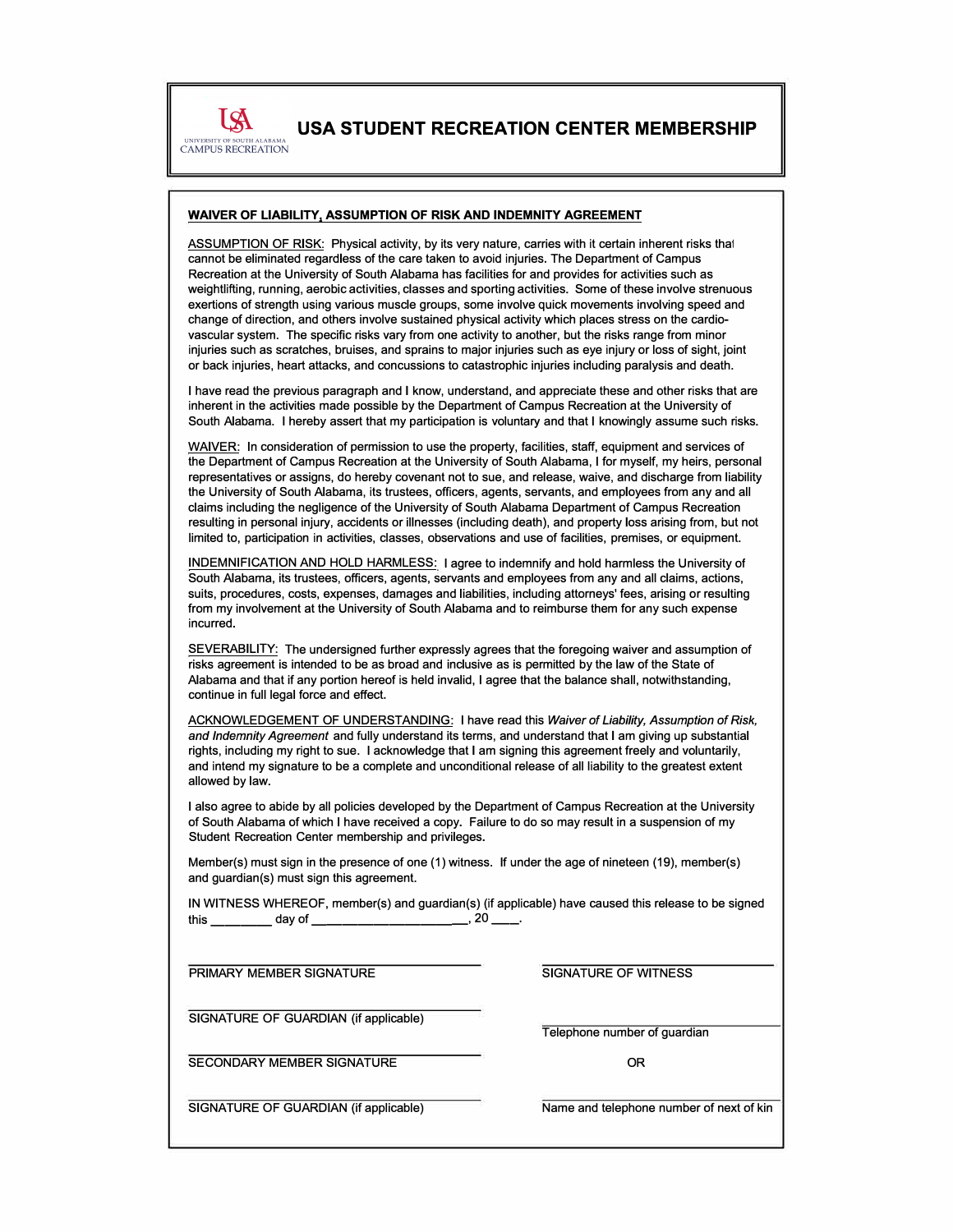USA
UNIVERSITY OF SOUTH ALABAMA
CAMPUS RECREATION

# USA STUDENT RECREATION CENTER MEMBERSHIP

**WAIVER OF LIABILITY, ASSUMPTION OF RISK AND INDEMNITY AGREEMENT**

ASSUMPTION OF RISK: Physical activity, by its very nature, carries with it certain inherent risks that cannot be eliminated regardless of the care taken to avoid injuries. The Department of Campus Recreation at the University of South Alabama has facilities for and provides for activities such as weightlifting, running, aerobic activities, classes and sporting activities. Some of these involve strenuous exertions of strength using various muscle groups, some involve quick movements involving speed and change of direction, and others involve sustained physical activity which places stress on the cardio-vascular system. The specific risks vary from one activity to another, but the risks range from minor injuries such as scratches, bruises, and sprains to major injuries such as eye injury or loss of sight, joint or back injuries, heart attacks, and concussions to catastrophic injuries including paralysis and death.

I have read the previous paragraph and I know, understand, and appreciate these and other risks that are inherent in the activities made possible by the Department of Campus Recreation at the University of South Alabama. I hereby assert that my participation is voluntary and that I knowingly assume such risks.

WAIVER: In consideration of permission to use the property, facilities, staff, equipment and services of the Department of Campus Recreation at the University of South Alabama, I for myself, my heirs, personal representatives or assigns, do hereby covenant not to sue, and release, waive, and discharge from liability the University of South Alabama, its trustees, officers, agents, servants, and employees from any and all claims including the negligence of the University of South Alabama Department of Campus Recreation resulting in personal injury, accidents or illnesses (including death), and property loss arising from, but not limited to, participation in activities, classes, observations and use of facilities, premises, or equipment.

INDEMNIFICATION AND HOLD HARMLESS: I agree to indemnify and hold harmless the University of South Alabama, its trustees, officers, agents, servants and employees from any and all claims, actions, suits, procedures, costs, expenses, damages and liabilities, including attorneys' fees, arising or resulting from my involvement at the University of South Alabama and to reimburse them for any such expense incurred.

SEVERABILITY: The undersigned further expressly agrees that the foregoing waiver and assumption of risks agreement is intended to be as broad and inclusive as is permitted by the law of the State of Alabama and that if any portion hereof is held invalid, I agree that the balance shall, notwithstanding, continue in full legal force and effect.

ACKNOWLEDGEMENT OF UNDERSTANDING: I have read this *Waiver of Liability, Assumption of Risk, and Indemnity Agreement* and fully understand its terms, and understand that I am giving up substantial rights, including my right to sue. I acknowledge that I am signing this agreement freely and voluntarily, and intend my signature to be a complete and unconditional release of all liability to the greatest extent allowed by law.

I also agree to abide by all policies developed by the Department of Campus Recreation at the University of South Alabama of which I have received a copy. Failure to do so may result in a suspension of my Student Recreation Center membership and privileges.

Member(s) must sign in the presence of one (1) witness. If under the age of nineteen (19), member(s) and guardian(s) must sign this agreement.

IN WITNESS WHEREOF, member(s) and guardian(s) (if applicable) have caused this release to be signed this ________ day of ______________________, 20 ____.

______________________________
PRIMARY MEMBER SIGNATURE

______________________________
SIGNATURE OF WITNESS

______________________________
SIGNATURE OF GUARDIAN (if applicable)

______________________________
Telephone number of guardian

______________________________
SECONDARY MEMBER SIGNATURE

OR

______________________________
SIGNATURE OF GUARDIAN (if applicable)

______________________________
Name and telephone number of next of kin